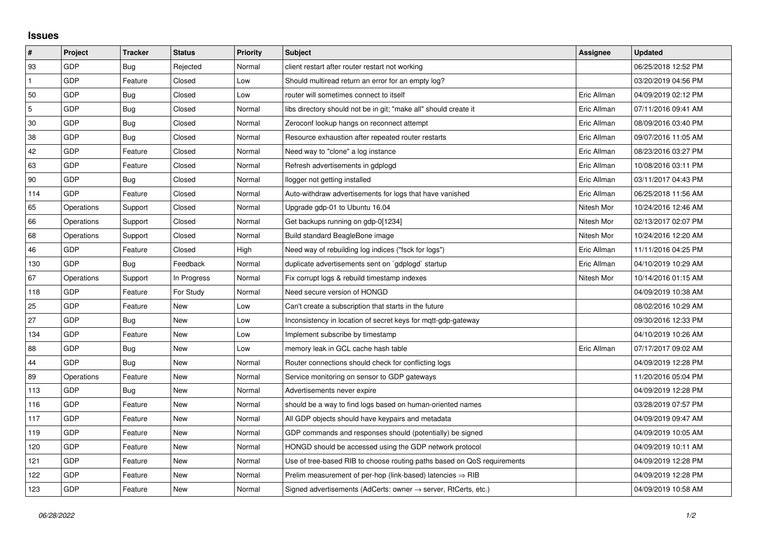## Issues

| # | Project | Tracker | Status | Priority | Subject | Assignee | Updated |
|---|---|---|---|---|---|---|---|
| 93 | GDP | Bug | Rejected | Normal | client restart after router restart not working | | 06/25/2018 12:52 PM |
| 1 | GDP | Feature | Closed | Low | Should multiread return an error for an empty log? | | 03/20/2019 04:56 PM |
| 50 | GDP | Bug | Closed | Low | router will sometimes connect to itself | Eric Allman | 04/09/2019 02:12 PM |
| 5 | GDP | Bug | Closed | Normal | libs directory should not be in git; "make all" should create it | Eric Allman | 07/11/2016 09:41 AM |
| 30 | GDP | Bug | Closed | Normal | Zeroconf lookup hangs on reconnect attempt | Eric Allman | 08/09/2016 03:40 PM |
| 38 | GDP | Bug | Closed | Normal | Resource exhaustion after repeated router restarts | Eric Allman | 09/07/2016 11:05 AM |
| 42 | GDP | Feature | Closed | Normal | Need way to "clone" a log instance | Eric Allman | 08/23/2016 03:27 PM |
| 63 | GDP | Feature | Closed | Normal | Refresh advertisements in gdplogd | Eric Allman | 10/08/2016 03:11 PM |
| 90 | GDP | Bug | Closed | Normal | llogger not getting installed | Eric Allman | 03/11/2017 04:43 PM |
| 114 | GDP | Feature | Closed | Normal | Auto-withdraw advertisements for logs that have vanished | Eric Allman | 06/25/2018 11:56 AM |
| 65 | Operations | Support | Closed | Normal | Upgrade gdp-01 to Ubuntu 16.04 | Nitesh Mor | 10/24/2016 12:46 AM |
| 66 | Operations | Support | Closed | Normal | Get backups running on gdp-0[1234] | Nitesh Mor | 02/13/2017 02:07 PM |
| 68 | Operations | Support | Closed | Normal | Build standard BeagleBone image | Nitesh Mor | 10/24/2016 12:20 AM |
| 46 | GDP | Feature | Closed | High | Need way of rebuilding log indices ("fsck for logs") | Eric Allman | 11/11/2016 04:25 PM |
| 130 | GDP | Bug | Feedback | Normal | duplicate advertisements sent on `gdplogd` startup | Eric Allman | 04/10/2019 10:29 AM |
| 67 | Operations | Support | In Progress | Normal | Fix corrupt logs & rebuild timestamp indexes | Nitesh Mor | 10/14/2016 01:15 AM |
| 118 | GDP | Feature | For Study | Normal | Need secure version of HONGD | | 04/09/2019 10:38 AM |
| 25 | GDP | Feature | New | Low | Can't create a subscription that starts in the future | | 08/02/2016 10:29 AM |
| 27 | GDP | Bug | New | Low | Inconsistency in location of secret keys for mqtt-gdp-gateway | | 09/30/2016 12:33 PM |
| 134 | GDP | Feature | New | Low | Implement subscribe by timestamp | | 04/10/2019 10:26 AM |
| 88 | GDP | Bug | New | Low | memory leak in GCL cache hash table | Eric Allman | 07/17/2017 09:02 AM |
| 44 | GDP | Bug | New | Normal | Router connections should check for conflicting logs | | 04/09/2019 12:28 PM |
| 89 | Operations | Feature | New | Normal | Service monitoring on sensor to GDP gateways | | 11/20/2016 05:04 PM |
| 113 | GDP | Bug | New | Normal | Advertisements never expire | | 04/09/2019 12:28 PM |
| 116 | GDP | Feature | New | Normal | should be a way to find logs based on human-oriented names | | 03/28/2019 07:57 PM |
| 117 | GDP | Feature | New | Normal | All GDP objects should have keypairs and metadata | | 04/09/2019 09:47 AM |
| 119 | GDP | Feature | New | Normal | GDP commands and responses should (potentially) be signed | | 04/09/2019 10:05 AM |
| 120 | GDP | Feature | New | Normal | HONGD should be accessed using the GDP network protocol | | 04/09/2019 10:11 AM |
| 121 | GDP | Feature | New | Normal | Use of tree-based RIB to choose routing paths based on QoS requirements | | 04/09/2019 12:28 PM |
| 122 | GDP | Feature | New | Normal | Prelim measurement of per-hop (link-based) latencies ⇒ RIB | | 04/09/2019 12:28 PM |
| 123 | GDP | Feature | New | Normal | Signed advertisements (AdCerts: owner → server, RtCerts, etc.) | | 04/09/2019 10:58 AM |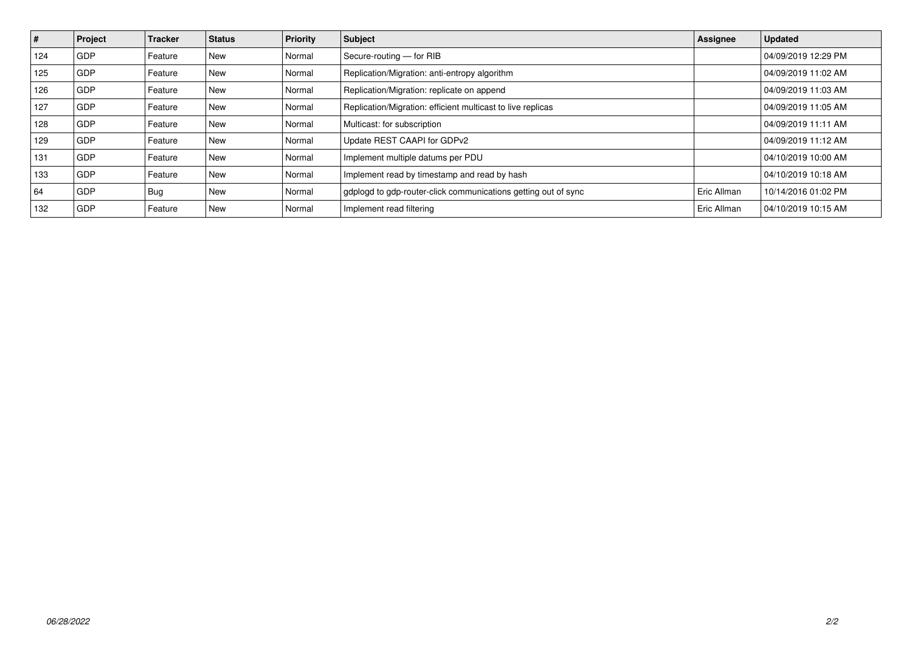| # | Project | Tracker | Status | Priority | Subject | Assignee | Updated |
|---|---|---|---|---|---|---|---|
| 124 | GDP | Feature | New | Normal | Secure-routing — for RIB | | 04/09/2019 12:29 PM |
| 125 | GDP | Feature | New | Normal | Replication/Migration: anti-entropy algorithm | | 04/09/2019 11:02 AM |
| 126 | GDP | Feature | New | Normal | Replication/Migration: replicate on append | | 04/09/2019 11:03 AM |
| 127 | GDP | Feature | New | Normal | Replication/Migration: efficient multicast to live replicas | | 04/09/2019 11:05 AM |
| 128 | GDP | Feature | New | Normal | Multicast: for subscription | | 04/09/2019 11:11 AM |
| 129 | GDP | Feature | New | Normal | Update REST CAAPI for GDPv2 | | 04/09/2019 11:12 AM |
| 131 | GDP | Feature | New | Normal | Implement multiple datums per PDU | | 04/10/2019 10:00 AM |
| 133 | GDP | Feature | New | Normal | Implement read by timestamp and read by hash | | 04/10/2019 10:18 AM |
| 64 | GDP | Bug | New | Normal | gdplogd to gdp-router-click communications getting out of sync | Eric Allman | 10/14/2016 01:02 PM |
| 132 | GDP | Feature | New | Normal | Implement read filtering | Eric Allman | 04/10/2019 10:15 AM |